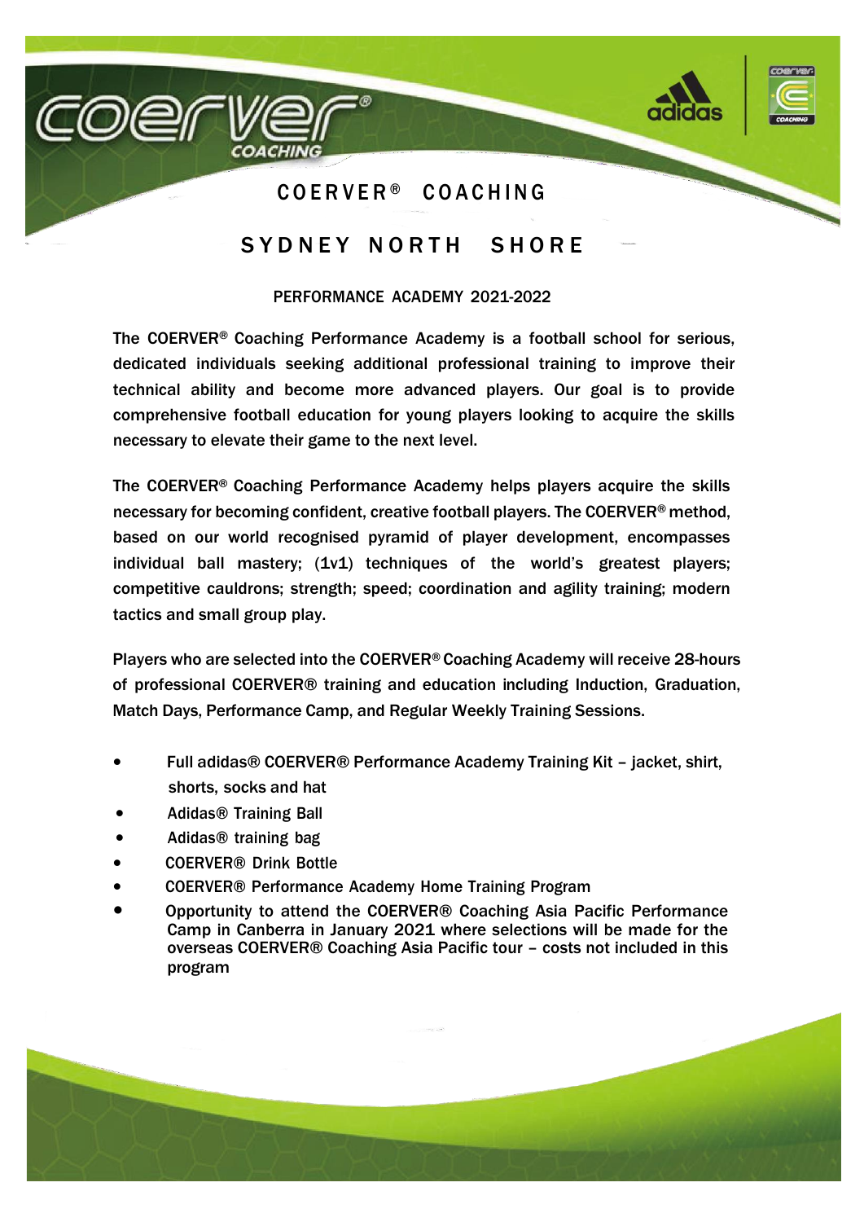# COERVER® COACHING

## SYDNEY NORTH SHORE

### PERFORMANCE ACADEMY 2021-2022

The COERVER® Coaching Performance Academy is a football school for serious, dedicated individuals seeking additional professional training to improve their technical ability and become more advanced players. Our goal is to provide comprehensive football education for young players looking to acquire the skills necessary to elevate their game to the next level.

The COERVER® Coaching Performance Academy helps players acquire the skills necessary for becoming confident, creative football players. The COERVER® method, based on our world recognised pyramid of player development, encompasses individual ball mastery; (1v1) techniques of the world's greatest players; competitive cauldrons; strength; speed; coordination and agility training; modern tactics and small group play.

Players who are selected into the COERVER® Coaching Academy will receive 28-hours of professional COERVER® training and education including Induction, Graduation, Match Days, Performance Camp, and Regular Weekly Training Sessions.

- Full adidas® COERVER® Performance Academy Training Kit – jacket, shirt, shorts, socks and hat
- Adidas® Training Ball
- Adidas® training bag
- COERVER® Drink Bottle
- COERVER® Performance Academy Home Training Program
- Opportunity to attend the COERVER® Coaching Asia Pacific Performance Camp in Canberra in January 2021 where selections will be made for the overseas COERVER® Coaching Asia Pacific tour – costs not included in this program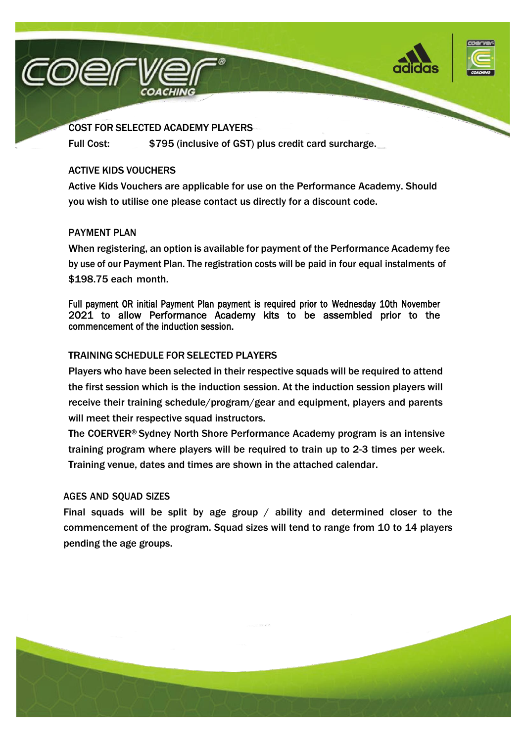## COST FOR SELECTED ACADEMY PLAYERS

Full Cost: $795 (inclusive of GST) plus credit card surcharge.

## ACTIVE KIDS VOUCHERS

Active Kids Vouchers are applicable for use on the Performance Academy. Should you wish to utilise one please contact us directly for a discount code.

## PAYMENT PLAN

When registering, an option is available for payment of the Performance Academy fee by use of our Payment Plan. The registration costs will be paid in four equal instalments of $198.75 each month.

Full payment OR initial Payment Plan payment is required prior to Wednesday 10th November 2021 to allow Performance Academy kits to be assembled prior to the commencement of the induction session.

## TRAINING SCHEDULE FOR SELECTED PLAYERS

Players who have been selected in their respective squads will be required to attend the first session which is the induction session. At the induction session players will receive their training schedule/program/gear and equipment, players and parents will meet their respective squad instructors.

The COERVER® Sydney North Shore Performance Academy program is an intensive training program where players will be required to train up to 2-3 times per week. Training venue, dates and times are shown in the attached calendar.

## AGES AND SQUAD SIZES

Final squads will be split by age group / ability and determined closer to the commencement of the program. Squad sizes will tend to range from 10 to 14 players pending the age groups.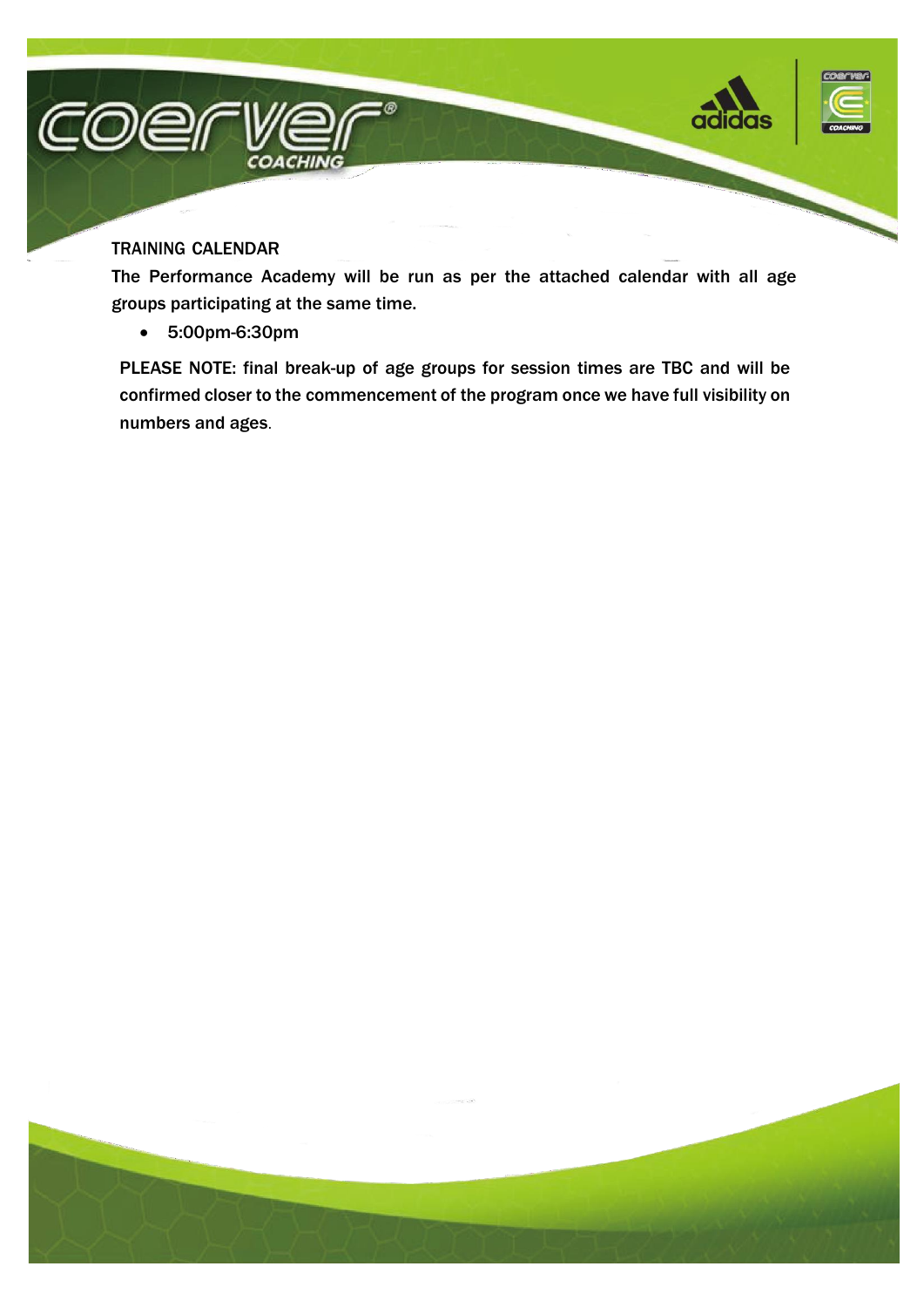## TRAINING CALENDAR

The Performance Academy will be run as per the attached calendar with all age groups participating at the same time.

- 5:00pm-6:30pm

PLEASE NOTE: final break-up of age groups for session times are TBC and will be confirmed closer to the commencement of the program once we have full visibility on numbers and ages.